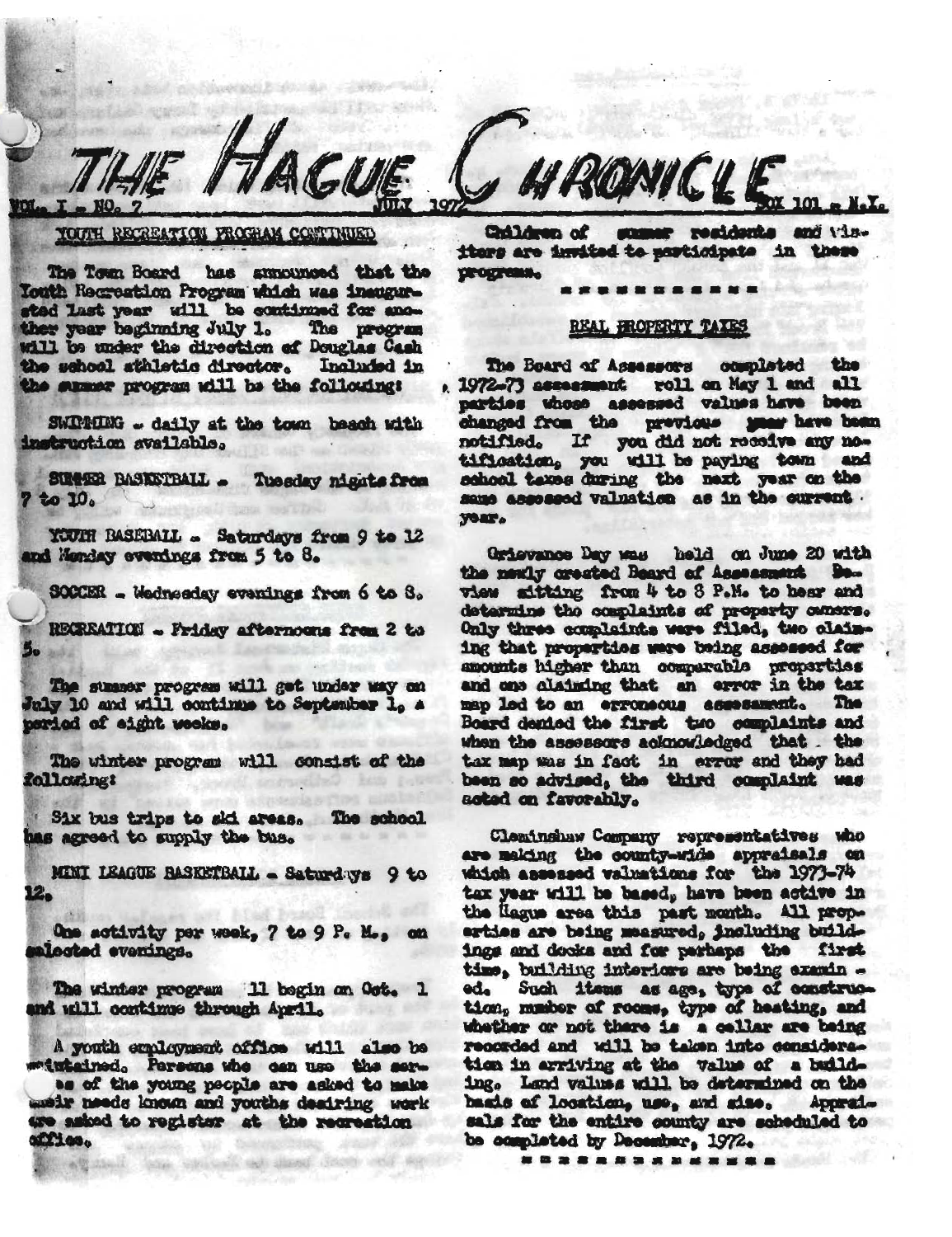# THE HAGUE CHRONICLE

VOL. I - NO. 7 JULY 1972 BOX 101 - N.Y.

## YOUTH RECREATION PROGRAM CONTINUED

The Town Board has announced that the Youth Recreation Program which was inaugurated last year will be continued for another year beginning July 1. The program will be under the direction of Douglas Cash the school athletic director. Included in the summer program will be the following:

SWIMMING - daily at the town beach with instruction available.

SUMMER BASKETBALL - Tuesday nights from 7 to 10.

YOUTH BASEBALL - Saturdays from 9 to 12 and Monday evenings from 5 to 8.

SOCCER - Wednesday evenings from 6 to 8.

RECREATION - Friday afternoons from 2 to 5.

The summer program will get under way on July 10 and will continue to September 1, a period of eight weeks.

The winter program will consist of the following:

Six bus trips to ski areas. The school has agreed to supply the bus.

MINI LEAGUE BASKETBALL - Saturdays 9 to 12.

One activity per week, 7 to 9 P. M., on selected evenings.

The winter program will begin on Oct. 1 and will continue through April.

A youth employment office will also be maintained. Persons who can use the services of the young people are asked to make their needs known and youths desiring work are asked to register at the recreation office.

Children of summer residents and visitors are invited to participate in these programs.

= = = = = = = = = = =

## REAL PROPERTY TAXES

The Board of Assessors completed the 1972-73 assessment roll on May 1 and all parties whose assessed values have been changed from the previous year have been notified. If you did not receive any notification, you will be paying town and school taxes during the next year on the same assessed valuation as in the current year.

Grievance Day was held on June 20 with the newly created Board of Assessment Review sitting from 4 to 8 P.M. to hear and determine the complaints of property owners. Only three complaints were filed, two claiming that properties were being assessed for amounts higher than comparable properties and one claiming that an error in the tax map led to an erroneous assessment. The Board denied the first two complaints and when the assessors acknowledged that the tax map was in fact in error and they had been so advised, the third complaint was acted on favorably.

Cleminshaw Company representatives who are making the county-wide appraisals on which assessed valuations for the 1973-74 tax year will be based, have been active in the Hague area this past month. All properties are being measured, including buildings and docks and for perhaps the first time, building interiors are being examined. Such items as age, type of construction, number of rooms, type of heating, and whether or not there is a cellar are being recorded and will be taken into consideration in arriving at the value of a building. Land values will be determined on the basis of location, use, and size. Appraisals for the entire county are scheduled to be completed by December, 1972.

= = = = = = = = = = = = = =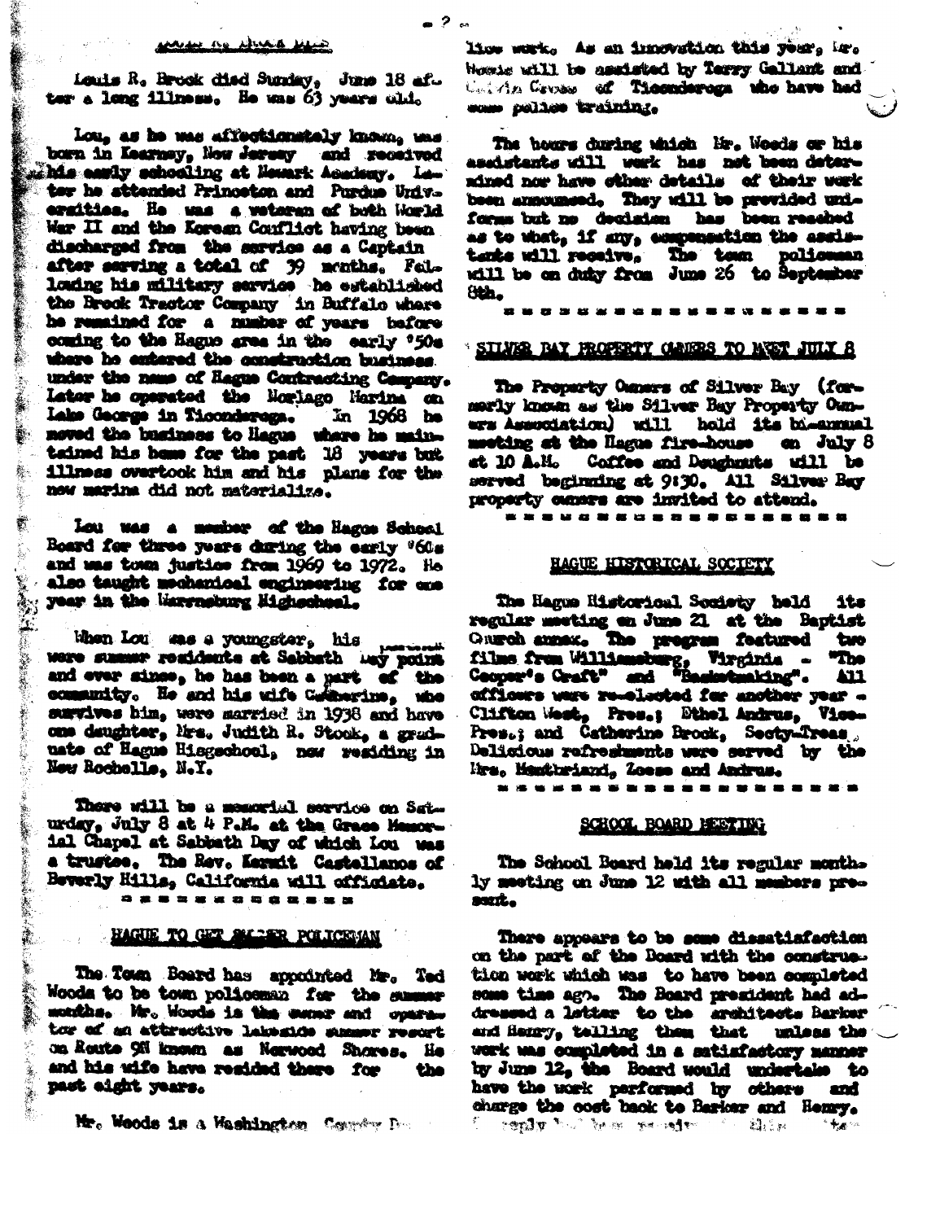## LOUIS R. BROCK DIES

Louis R. Brock died Sunday, June 18 after a long illness. He was 63 years old.

Lou, as he was affectionately known, was born in Kearney, New Jersey and received his early schooling at Newark Academy. Later he attended Princeton and Purdue Universities. He was a veteran of both World War II and the Korean Conflict having been discharged from the service as a Captain after serving a total of 39 months. Following his military service he established the Brock Tractor Company in Buffalo where he remained for a number of years before coming to the Hague area in the early '50s where he entered the construction business under the name of Hague Contracting Company. Later he operated the Norlago Marina on Lake George in Ticonderoga. In 1968 he moved the business to Hague where he maintained his home for the past 18 years but illness overtook him and his plans for the new marina did not materialize.

Lou was a member of the Hague School Board for three years during the early '60s and was town justice from 1969 to 1972. He also taught mechanical engineering for one year in the Warrensburg Highschool.

When Lou was a youngster, his parents were summer residents at Sabbath Day point and ever since, he has been a part of the community. He and his wife Catherine, who survives him, were married in 1938 and have one daughter, Mrs. Judith R. Stock, a graduate of Hague Highschool, now residing in New Rochelle, N.Y.

There will be a memorial service on Saturday, July 8 at 4 P.M. at the Grace Memorial Chapel at Sabbath Day of which Lou was a trustee. The Rev. Kermit Castellanos of Beverly Hills, California will officiate.

= = = = = = = = = = = =

## HAGUE TO GET SUMMER POLICEMAN

The Town Board has appointed Mr. Ted Woods to be town policeman for the summer months. Mr. Woods is the owner and operator of an attractive lakeside summer resort on Route 9N known as Norwood Shores. He and his wife have resided there for the past eight years.

Mr. Woods is a Washington County Deputy Sheriff and has had experience in police work. As an innovation this year, Mr. Woods will be assisted by Terry Gallant and Calvin Crowe of Ticonderoga who have had some police training.

The hours during which Mr. Woods or his assistants will work has not been determined nor have other details of their work been announced. They will be provided uniforms but no decision has been reached as to what, if any, compensation the assistants will receive. The town policeman will be on duty from June 26 to September 8th.

= = = = = = = = = = = = = = = = = =

## SILVER BAY PROPERTY OWNERS TO MEET JULY 8

The Property Owners of Silver Bay (formerly known as the Silver Bay Property Owners Association) will hold its bi-annual meeting at the Hague fire-house on July 8 at 10 A.M. Coffee and Doughnuts will be served beginning at 9:30. All Silver Bay property owners are invited to attend.

= = = = = = = = = = = = = = = = = =

## HAGUE HISTORICAL SOCIETY

The Hague Historical Society held its regular meeting on June 21 at the Baptist Church annex. The program featured two films from Williamsburg, Virginia - "The Cooper's Craft" and "Basketmaking". All officers were re-elected for another year - Clifton West, Pres.; Ethel Andrus, Vice-Pres.; and Catherine Brock, Secty-Treas. Delicious refreshments were served by the Mrs. Montbriand, Zoese and Andrus.

= = = = = = = = = = = = = = = = = = =

## SCHOOL BOARD MEETING

The School Board held its regular monthly meeting on June 12 with all members present.

There appears to be some dissatisfaction on the part of the Board with the construction work which was to have been completed some time ago. The Board president had addressed a letter to the architects Barker and Henry, telling them that unless the work was completed in a satisfactory manner by June 12, the Board would undertake to have the work performed by others and charge the cost back to Barker and Henry. [...] reply had been received [...]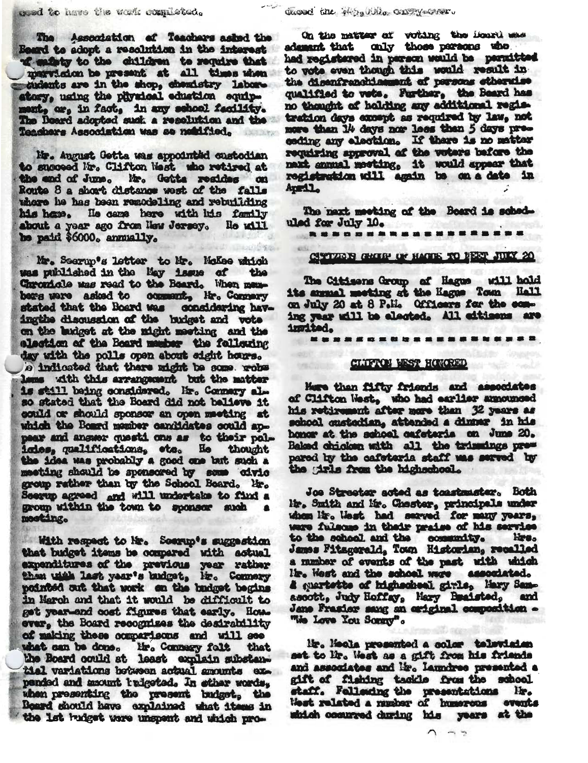ssed to have the work completed.

The Association of Teachers asked the Board to adopt a resolution in the interest of safety to the children to require that supervision be present at all times when students are in the shop, chemistry laboratory, using the physical edustion equipment, or, in fact, in any school facility. The Board adopted such a resolution and the Teachers Association was so notified.

Mr. August Getta was appointed custodian to succeed Mr. Clifton West who retired at the end of June. Mr. Getta resides on Route 8 a short distance west of the falls where he has been remodeling and rebuilding his home. He came here with his family about a year ago from New Jersey. He will be paid $6000. annually.

Mr. Seerup's letter to Mr. McKee which was published in the May issue of the Chronicle was read to the Board. When members were asked to comment, Mr. Connery stated that the Board was considering havingthe discussion of the budget and vote on the budget at the night meeting and the election of the Board member the following day with the polls open about eight hours. He indicated that there might be some problems with this arrangement but the matter is still being considered. Mr. Connery also stated that the Board did not believe it could or should sponsor an open meeting at which the Board member candidates could appear and answer questi ons as to their policies, qualifications, etc. He thought the idea was probably a good one but such a meeting should be sponsored by some civic group rather than by the School Board. Mr. Seerup agreed and will undertake to find a group within the town to sponsor such a meeting.

With respect to Mr. Seerup's suggestion that budget items be compared with actual expenditures of the previous year rather than with last year's budget, Mr. Connery pointed out that work on the budget begins in March and that it would be difficult to get year-end cost figures that early. However, the Board recognizes the desirability of making these comparisons and will see what can be done. Mr. Connery felt that the Board could at least explain substantial variations between actual amounts expended and amount budgeted. In other words, when presenting the present budget, the Board should have explained what items in the 1st budget were unspent and which pro- duced the $45,000. carry-over.

On the matter of voting the Board was adamant that only those persons who had registered in person would be permitted to vote even though this would result in the disenfranchisement of persons otherwise qualified to vote. Further, the Board has no thought of holding any additional registration days except as required by law, not more than 14 days nor less than 5 days preceding any election. If there is no matter requiring approval of the voters before the next annual meeting, it would appear that registration will again be on a date in April.

The next meeting of the Board is scheduled for July 10.

## CITIZENS GROUP OF HAGUE TO MEET JULY 20

The Citizens Group of Hague will hold its annual meeting at the Hague Town Hall on July 20 at 8 P.M. Officers for the coming year will be elected. All citizens are invited.

## CLIFTON WEST HONORED

More than fifty friends and associates of Clifton West, who had earlier announced his retirement after more than 32 years as school custodian, attended a dinner in his honor at the school cafeteria on June 20. Baked chicken with all the trimmings prepared by the cafeteria staff was served by the girls from the highschool.

Joe Streeter acted as toastmaster. Both Mr. Smith and Mr. Chester, principals under whom Mr. West had served for many years, were fulsome in their praise of his service to the school and the community. Mrs. James Fitzgerald, Town Historian, recalled a number of events of the past with which Mr. West and the school were associated. A quartette of highschool girls, Mary Sansacott, Judy Hoffay, Mary Braisted, and Jane Frasier sang an original composition - "We Love You Sonny".

Mr. Meola presented a color television set to Mr. West as a gift from his friends and associates and Mr. Laundree presented a gift of fishing tackle from the school staff. Following the presentations Mr. West related a number of humorous events which occurred during his years at the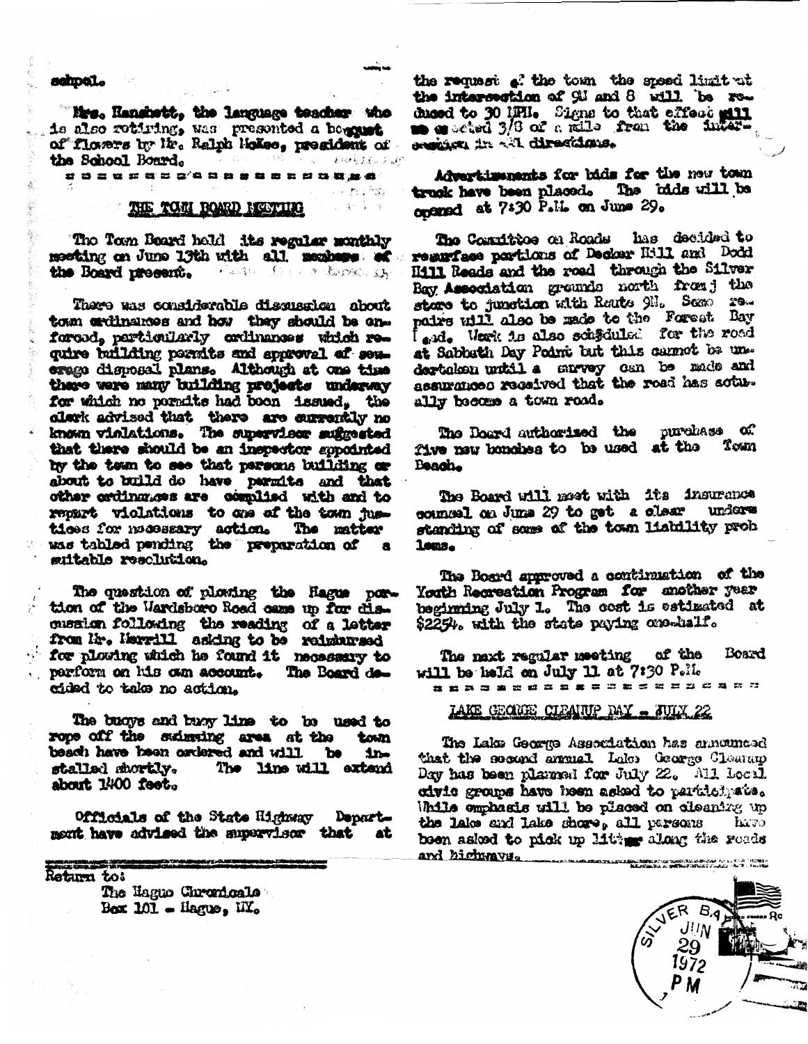school.

Mrs. Hanshett, the language teacher who is also retiring, was presented a bouquet of flowers by Mr. Ralph McKee, president of the School Board.

## THE TOWN BOARD MEETING

The Town Board held its regular monthly meeting on June 13th with all members of the Board present.

There was considerable discussion about town ordinances and how they should be enforced, particularly ordinances which require building permits and approval of sewerage disposal plans. Although at one time there were many building projects underway for which no permits had been issued, the clerk advised that there are currently no known violations. The supervisor suggested that there should be an inspector appointed by the town to see that persons building or about to build do have permits and that other ordinances are complied with and to report violations to one of the town justices for necessary action. The matter was tabled pending the preparation of a suitable resolution.

The question of plowing the Hague portion of the Wardsboro Road came up for discussion following the reading of a letter from Mr. Merrill asking to be reimbursed for plowing which he found it necessary to perform on his own account. The Board decided to take no action.

The buoys and buoy line to be used to rope off the swimming area at the town beach have been ordered and will be installed shortly. The line will extend about 1400 feet.

Officials of the State Highway Department have advised the supervisor that at the request of the town the speed limit at the intersection of 9N and 8 will be reduced to 30 MPH. Signs to that effect will be erected 3/8 of a mile from the intersection in all directions.

Advertisements for bids for the new town truck have been placed. The bids will be opened at 7:30 P.M. on June 29.

The Committee on Roads has decided to resurface portions of Decker Hill and Dodd Hill Roads and the road through the Silver Bay Association grounds north from the store to junction with Route 9N. Some repairs will also be made to the Forest Bay Road. Work is also scheduled for the road at Sabbath Day Point but this cannot be undertaken until a survey can be made and assurances received that the road has actually become a town road.

The Board authorized the purchase of five new benches to be used at the Town Beach.

The Board will meet with its insurance counsel on June 29 to get a clear understanding of some of the town liability problems.

The Board approved a continuation of the Youth Recreation Program for another year beginning July 1. The cost is estimated at $2254. with the state paying one-half.

The next regular meeting of the Board will be held on July 11 at 7:30 P.M.

## LAKE GEORGE CLEANUP DAY - JULY 22

The Lake George Association has announced that the second annual Lake George Cleanup Day has been planned for July 22. All local civic groups have been asked to participate. While emphasis will be placed on cleaning up the lake and lake shore, all persons have been asked to pick up litter along the roads and highways.

Return to:
The Hague Chronicle
Box 101 - Hague, NY.

SILVER BAY
JUN 29 1972
PM